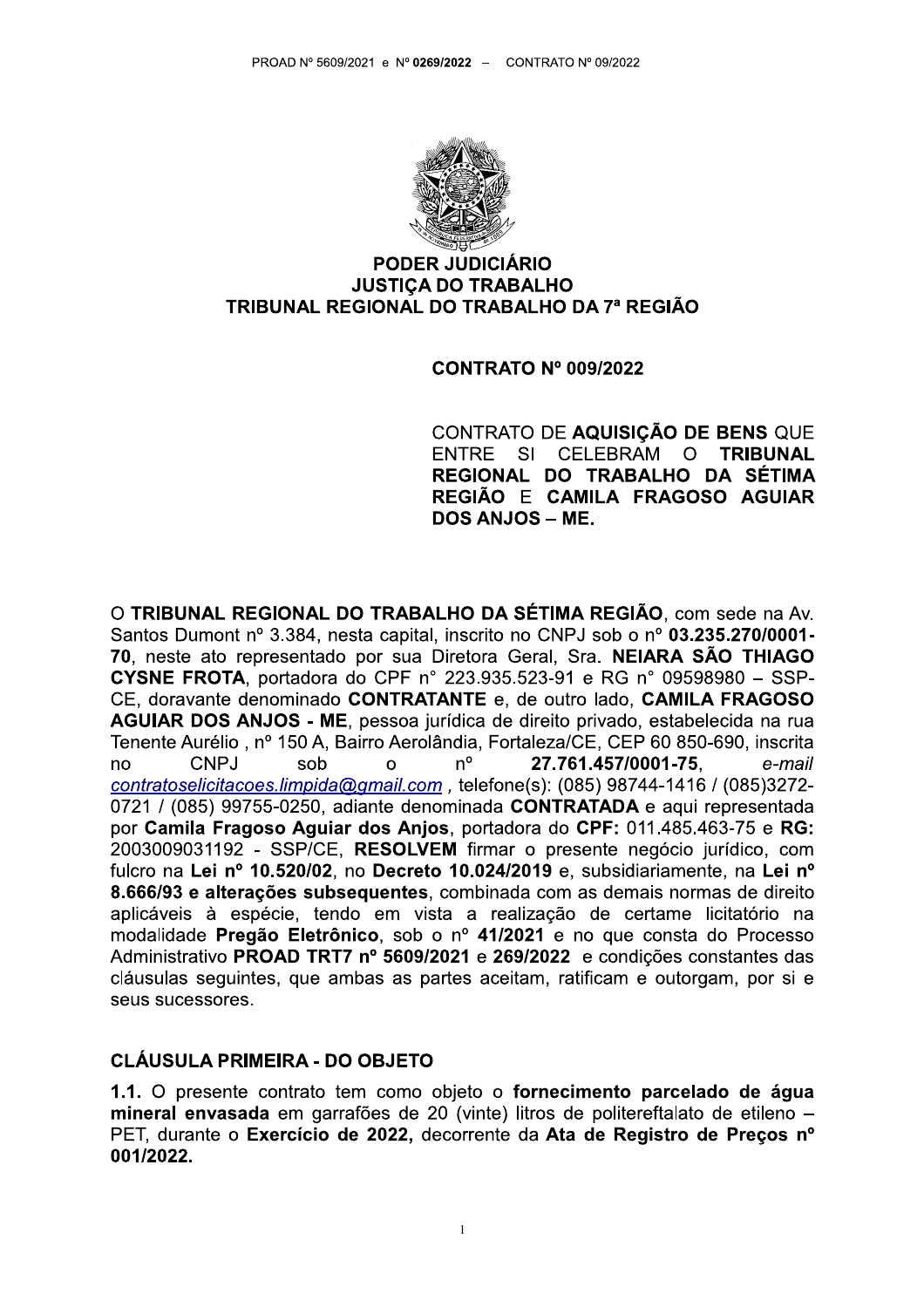**PODER JUDICIÁRIO**
**JUSTIÇA DO TRABALHO**
**TRIBUNAL REGIONAL DO TRABALHO DA 7ª REGIÃO**

**CONTRATO Nº 009/2022**

CONTRATO DE **AQUISIÇÃO DE BENS** QUE ENTRE SI CELEBRAM O **TRIBUNAL REGIONAL DO TRABALHO DA SÉTIMA REGIÃO** E **CAMILA FRAGOSO AGUIAR DOS ANJOS – ME.**

O **TRIBUNAL REGIONAL DO TRABALHO DA SÉTIMA REGIÃO**, com sede na Av. Santos Dumont nº 3.384, nesta capital, inscrito no CNPJ sob o nº **03.235.270/0001-70**, neste ato representado por sua Diretora Geral, Sra. **NEIARA SÃO THIAGO CYSNE FROTA**, portadora do CPF n° 223.935.523-91 e RG n° 09598980 – SSP-CE, doravante denominado **CONTRATANTE** e, de outro lado, **CAMILA FRAGOSO AGUIAR DOS ANJOS - ME**, pessoa jurídica de direito privado, estabelecida na rua Tenente Aurélio , nº 150 A, Bairro Aerolândia, Fortaleza/CE, CEP 60 850-690, inscrita no CNPJ sob o nº **27.761.457/0001-75**, *e-mail* *contratoselicitacoes.limpida@gmail.com* , telefone(s): (085) 98744-1416 / (085)3272-0721 / (085) 99755-0250, adiante denominada **CONTRATADA** e aqui representada por **Camila Fragoso Aguiar dos Anjos**, portadora do **CPF:** 011.485.463-75 e **RG:** 2003009031192 - SSP/CE, **RESOLVEM** firmar o presente negócio jurídico, com fulcro na **Lei nº 10.520/02**, no **Decreto 10.024/2019** e, subsidiariamente, na **Lei nº 8.666/93 e alterações subsequentes**, combinada com as demais normas de direito aplicáveis à espécie, tendo em vista a realização de certame licitatório na modalidade **Pregão Eletrônico**, sob o nº **41/2021** e no que consta do Processo Administrativo **PROAD TRT7 nº 5609/2021** e **269/2022** e condições constantes das cláusulas seguintes, que ambas as partes aceitam, ratificam e outorgam, por si e seus sucessores.

## CLÁUSULA PRIMEIRA - DO OBJETO

**1.1.** O presente contrato tem como objeto o **fornecimento parcelado de água mineral envasada** em garrafões de 20 (vinte) litros de politereftalato de etileno – PET, durante o **Exercício de 2022,** decorrente da **Ata de Registro de Preços nº 001/2022.**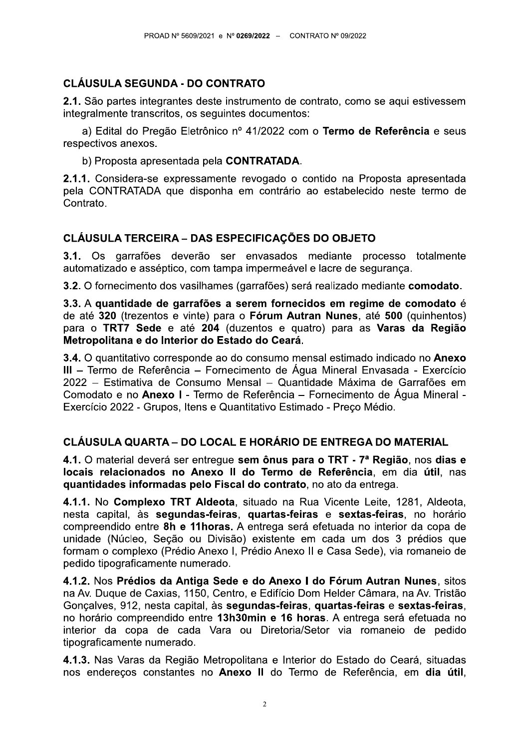## CLÁUSULA SEGUNDA - DO CONTRATO

**2.1.** São partes integrantes deste instrumento de contrato, como se aqui estivessem integralmente transcritos, os seguintes documentos:

a) Edital do Pregão Eletrônico nº 41/2022 com o **Termo de Referência** e seus respectivos anexos.

b) Proposta apresentada pela **CONTRATADA**.

**2.1.1.** Considera-se expressamente revogado o contido na Proposta apresentada pela CONTRATADA que disponha em contrário ao estabelecido neste termo de Contrato.

## CLÁUSULA TERCEIRA – DAS ESPECIFICAÇÕES DO OBJETO

**3.1.** Os garrafões deverão ser envasados mediante processo totalmente automatizado e asséptico, com tampa impermeável e lacre de segurança.

**3.2.** O fornecimento dos vasilhames (garrafões) será realizado mediante **comodato**.

**3.3.** A **quantidade de garrafões a serem fornecidos em regime de comodato** é de até **320** (trezentos e vinte) para o **Fórum Autran Nunes**, até **500** (quinhentos) para o **TRT7 Sede** e até **204** (duzentos e quatro) para as **Varas da Região Metropolitana e do Interior do Estado do Ceará**.

**3.4.** O quantitativo corresponde ao do consumo mensal estimado indicado no **Anexo III** – Termo de Referência – Fornecimento de Água Mineral Envasada - Exercício 2022 – Estimativa de Consumo Mensal – Quantidade Máxima de Garrafões em Comodato e no **Anexo I** - Termo de Referência – Fornecimento de Água Mineral - Exercício 2022 - Grupos, Itens e Quantitativo Estimado - Preço Médio.

## CLÁUSULA QUARTA – DO LOCAL E HORÁRIO DE ENTREGA DO MATERIAL

**4.1.** O material deverá ser entregue **sem ônus para o TRT - 7ª Região**, nos **dias e locais relacionados no Anexo II do Termo de Referência**, em dia **útil**, nas **quantidades informadas pelo Fiscal do contrato**, no ato da entrega.

**4.1.1.** No **Complexo TRT Aldeota**, situado na Rua Vicente Leite, 1281, Aldeota, nesta capital, às **segundas-feiras**, **quartas-feiras** e **sextas-feiras**, no horário compreendido entre **8h e 11horas.** A entrega será efetuada no interior da copa de unidade (Núcleo, Seção ou Divisão) existente em cada um dos 3 prédios que formam o complexo (Prédio Anexo I, Prédio Anexo II e Casa Sede), via romaneio de pedido tipograficamente numerado.

**4.1.2.** Nos **Prédios da Antiga Sede e do Anexo I do Fórum Autran Nunes**, sitos na Av. Duque de Caxias, 1150, Centro, e Edifício Dom Helder Câmara, na Av. Tristão Gonçalves, 912, nesta capital, às **segundas-feiras**, **quartas-feiras** e **sextas-feiras**, no horário compreendido entre **13h30min e 16 horas**. A entrega será efetuada no interior da copa de cada Vara ou Diretoria/Setor via romaneio de pedido tipograficamente numerado.

**4.1.3.** Nas Varas da Região Metropolitana e Interior do Estado do Ceará, situadas nos endereços constantes no **Anexo II** do Termo de Referência, em **dia útil**,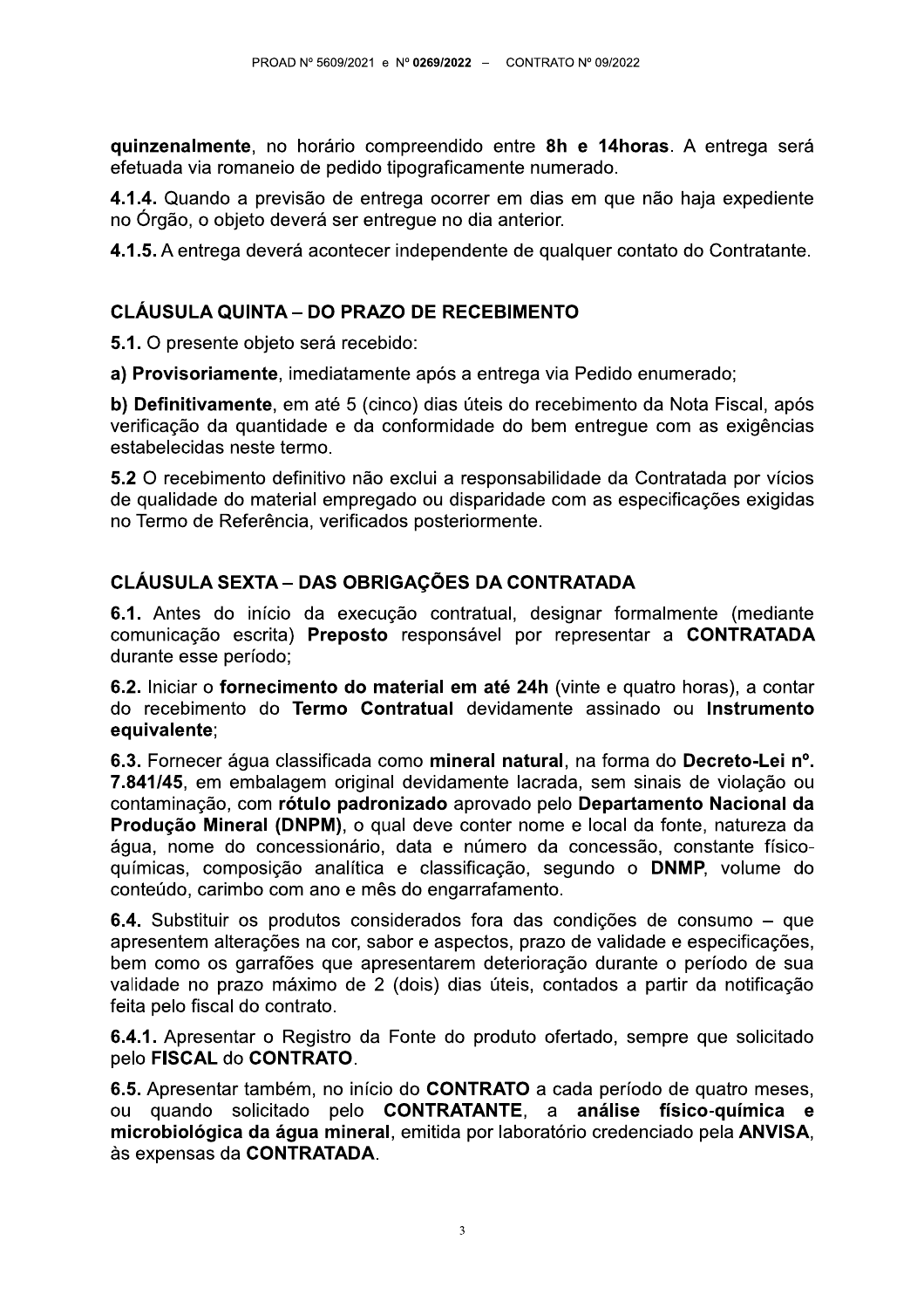**quinzenalmente**, no horário compreendido entre **8h e 14horas**. A entrega será efetuada via romaneio de pedido tipograficamente numerado.

**4.1.4.** Quando a previsão de entrega ocorrer em dias em que não haja expediente no Órgão, o objeto deverá ser entregue no dia anterior.

**4.1.5.** A entrega deverá acontecer independente de qualquer contato do Contratante.

## CLÁUSULA QUINTA – DO PRAZO DE RECEBIMENTO

**5.1.** O presente objeto será recebido:

**a) Provisoriamente**, imediatamente após a entrega via Pedido enumerado;

**b) Definitivamente**, em até 5 (cinco) dias úteis do recebimento da Nota Fiscal, após verificação da quantidade e da conformidade do bem entregue com as exigências estabelecidas neste termo.

**5.2** O recebimento definitivo não exclui a responsabilidade da Contratada por vícios de qualidade do material empregado ou disparidade com as especificações exigidas no Termo de Referência, verificados posteriormente.

## CLÁUSULA SEXTA – DAS OBRIGAÇÕES DA CONTRATADA

**6.1.** Antes do início da execução contratual, designar formalmente (mediante comunicação escrita) **Preposto** responsável por representar a **CONTRATADA** durante esse período;

**6.2.** Iniciar o **fornecimento do material em até 24h** (vinte e quatro horas), a contar do recebimento do **Termo Contratual** devidamente assinado ou **Instrumento equivalente**;

**6.3.** Fornecer água classificada como **mineral natural**, na forma do **Decreto-Lei nº. 7.841/45**, em embalagem original devidamente lacrada, sem sinais de violação ou contaminação, com **rótulo padronizado** aprovado pelo **Departamento Nacional da Produção Mineral (DNPM)**, o qual deve conter nome e local da fonte, natureza da água, nome do concessionário, data e número da concessão, constante físico-químicas, composição analítica e classificação, segundo o **DNMP**, volume do conteúdo, carimbo com ano e mês do engarrafamento.

**6.4.** Substituir os produtos considerados fora das condições de consumo – que apresentem alterações na cor, sabor e aspectos, prazo de validade e especificações, bem como os garrafões que apresentarem deterioração durante o período de sua validade no prazo máximo de 2 (dois) dias úteis, contados a partir da notificação feita pelo fiscal do contrato.

**6.4.1.** Apresentar o Registro da Fonte do produto ofertado, sempre que solicitado pelo **FISCAL** do **CONTRATO**.

**6.5.** Apresentar também, no início do **CONTRATO** a cada período de quatro meses, ou quando solicitado pelo **CONTRATANTE**, a **análise físico-química e microbiológica da água mineral**, emitida por laboratório credenciado pela **ANVISA**, às expensas da **CONTRATADA**.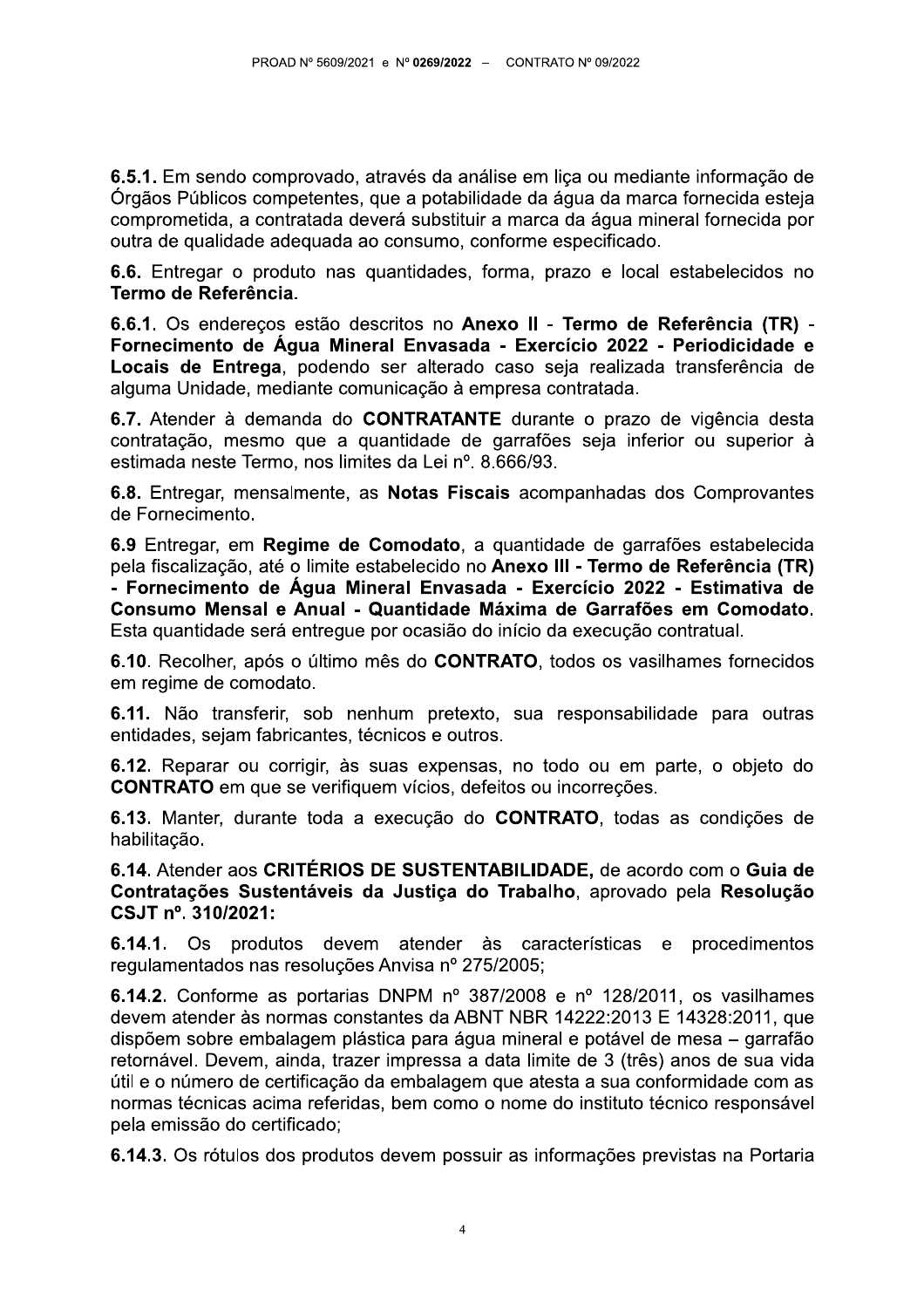**6.5.1.** Em sendo comprovado, através da análise em liça ou mediante informação de Órgãos Públicos competentes, que a potabilidade da água da marca fornecida esteja comprometida, a contratada deverá substituir a marca da água mineral fornecida por outra de qualidade adequada ao consumo, conforme especificado.

**6.6.** Entregar o produto nas quantidades, forma, prazo e local estabelecidos no **Termo de Referência**.

**6.6.1**. Os endereços estão descritos no **Anexo II** - **Termo de Referência (TR) - Fornecimento de Água Mineral Envasada - Exercício 2022 - Periodicidade e Locais de Entrega**, podendo ser alterado caso seja realizada transferência de alguma Unidade, mediante comunicação à empresa contratada.

**6.7.** Atender à demanda do **CONTRATANTE** durante o prazo de vigência desta contratação, mesmo que a quantidade de garrafões seja inferior ou superior à estimada neste Termo, nos limites da Lei nº. 8.666/93.

**6.8.** Entregar, mensalmente, as **Notas Fiscais** acompanhadas dos Comprovantes de Fornecimento.

**6.9** Entregar, em **Regime de Comodato**, a quantidade de garrafões estabelecida pela fiscalização, até o limite estabelecido no **Anexo III - Termo de Referência (TR) - Fornecimento de Água Mineral Envasada - Exercício 2022 - Estimativa de Consumo Mensal e Anual - Quantidade Máxima de Garrafões em Comodato**. Esta quantidade será entregue por ocasião do início da execução contratual.

**6.10**. Recolher, após o último mês do **CONTRATO**, todos os vasilhames fornecidos em regime de comodato.

**6.11.** Não transferir, sob nenhum pretexto, sua responsabilidade para outras entidades, sejam fabricantes, técnicos e outros.

**6.12**. Reparar ou corrigir, às suas expensas, no todo ou em parte, o objeto do **CONTRATO** em que se verifiquem vícios, defeitos ou incorreções.

**6.13**. Manter, durante toda a execução do **CONTRATO**, todas as condições de habilitação.

**6.14**. Atender aos **CRITÉRIOS DE SUSTENTABILIDADE,** de acordo com o **Guia de Contratações Sustentáveis da Justiça do Trabalho**, aprovado pela **Resolução CSJT nº. 310/2021:**

**6.14.1**. Os produtos devem atender às características e procedimentos regulamentados nas resoluções Anvisa nº 275/2005;

**6.14.2**. Conforme as portarias DNPM nº 387/2008 e nº 128/2011, os vasilhames devem atender às normas constantes da ABNT NBR 14222:2013 E 14328:2011, que dispõem sobre embalagem plástica para água mineral e potável de mesa – garrafão retornável. Devem, ainda, trazer impressa a data limite de 3 (três) anos de sua vida útil e o número de certificação da embalagem que atesta a sua conformidade com as normas técnicas acima referidas, bem como o nome do instituto técnico responsável pela emissão do certificado;

**6.14.3**. Os rótulos dos produtos devem possuir as informações previstas na Portaria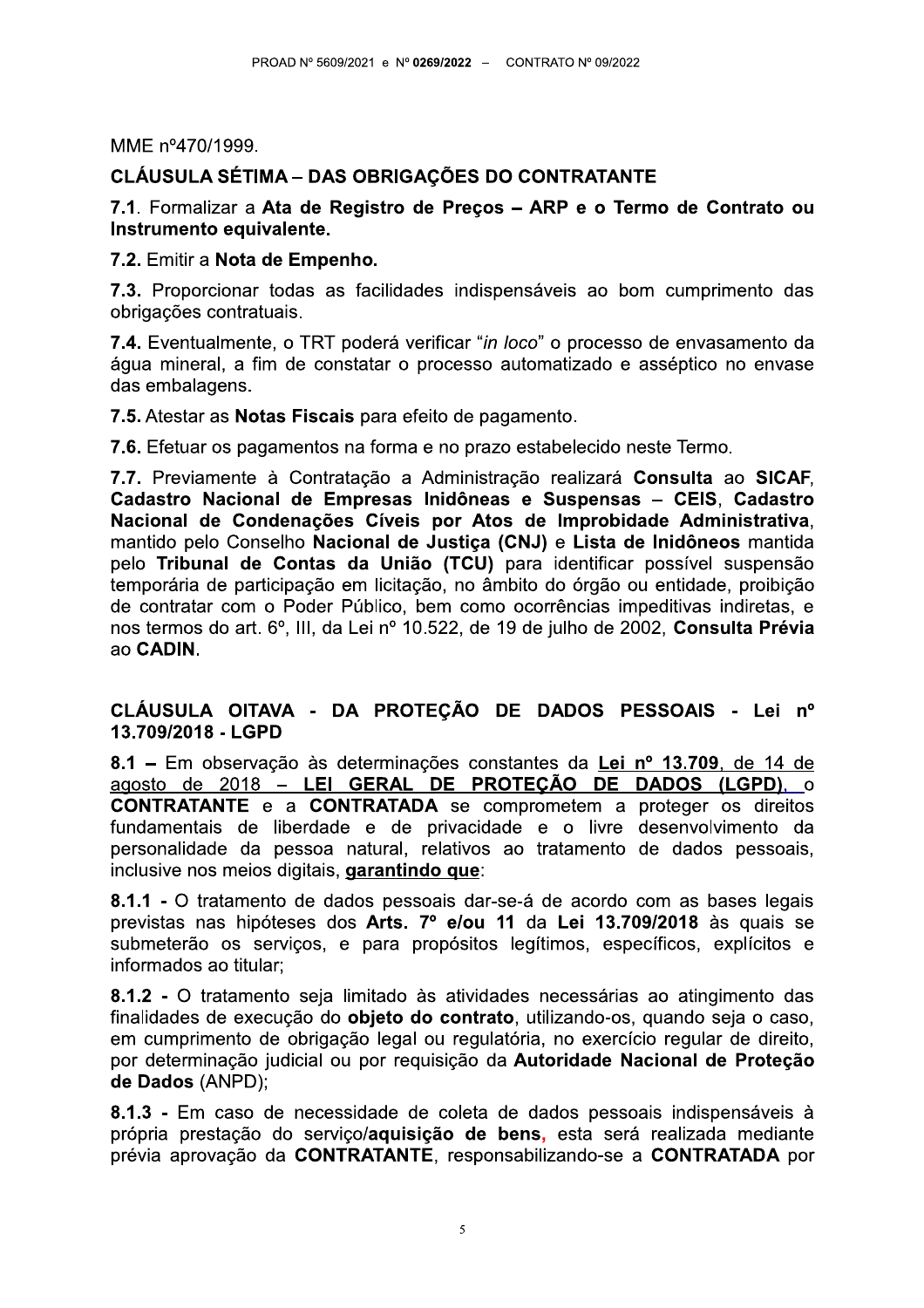MME nº470/1999.

## CLÁUSULA SÉTIMA – DAS OBRIGAÇÕES DO CONTRATANTE

**7.1**. Formalizar a **Ata de Registro de Preços – ARP e o Termo de Contrato ou Instrumento equivalente.**

**7.2.** Emitir a **Nota de Empenho.**

**7.3.** Proporcionar todas as facilidades indispensáveis ao bom cumprimento das obrigações contratuais.

**7.4.** Eventualmente, o TRT poderá verificar "*in loco*" o processo de envasamento da água mineral, a fim de constatar o processo automatizado e asséptico no envase das embalagens.

**7.5.** Atestar as **Notas Fiscais** para efeito de pagamento.

**7.6.** Efetuar os pagamentos na forma e no prazo estabelecido neste Termo.

**7.7.** Previamente à Contratação a Administração realizará **Consulta** ao **SICAF**, **Cadastro Nacional de Empresas Inidôneas e Suspensas – CEIS**, **Cadastro Nacional de Condenações Cíveis por Atos de Improbidade Administrativa**, mantido pelo Conselho **Nacional de Justiça (CNJ)** e **Lista de Inidôneos** mantida pelo **Tribunal de Contas da União (TCU)** para identificar possível suspensão temporária de participação em licitação, no âmbito do órgão ou entidade, proibição de contratar com o Poder Público, bem como ocorrências impeditivas indiretas, e nos termos do art. 6º, III, da Lei nº 10.522, de 19 de julho de 2002, **Consulta Prévia** ao **CADIN**.

## CLÁUSULA OITAVA - DA PROTEÇÃO DE DADOS PESSOAIS - Lei nº 13.709/2018 - LGPD

**8.1 –** Em observação às determinações constantes da **Lei nº 13.709**, de 14 de agosto de 2018 – **LEI GERAL DE PROTEÇÃO DE DADOS (LGPD)**, o **CONTRATANTE** e a **CONTRATADA** se comprometem a proteger os direitos fundamentais de liberdade e de privacidade e o livre desenvolvimento da personalidade da pessoa natural, relativos ao tratamento de dados pessoais, inclusive nos meios digitais, **garantindo que**:

**8.1.1 -** O tratamento de dados pessoais dar-se-á de acordo com as bases legais previstas nas hipóteses dos **Arts. 7º e/ou 11** da **Lei 13.709/2018** às quais se submeterão os serviços, e para propósitos legítimos, específicos, explícitos e informados ao titular;

**8.1.2 -** O tratamento seja limitado às atividades necessárias ao atingimento das finalidades de execução do **objeto do contrato**, utilizando-os, quando seja o caso, em cumprimento de obrigação legal ou regulatória, no exercício regular de direito, por determinação judicial ou por requisição da **Autoridade Nacional de Proteção de Dados** (ANPD);

**8.1.3 -** Em caso de necessidade de coleta de dados pessoais indispensáveis à própria prestação do serviço/**aquisição de bens**, esta será realizada mediante prévia aprovação da **CONTRATANTE**, responsabilizando-se a **CONTRATADA** por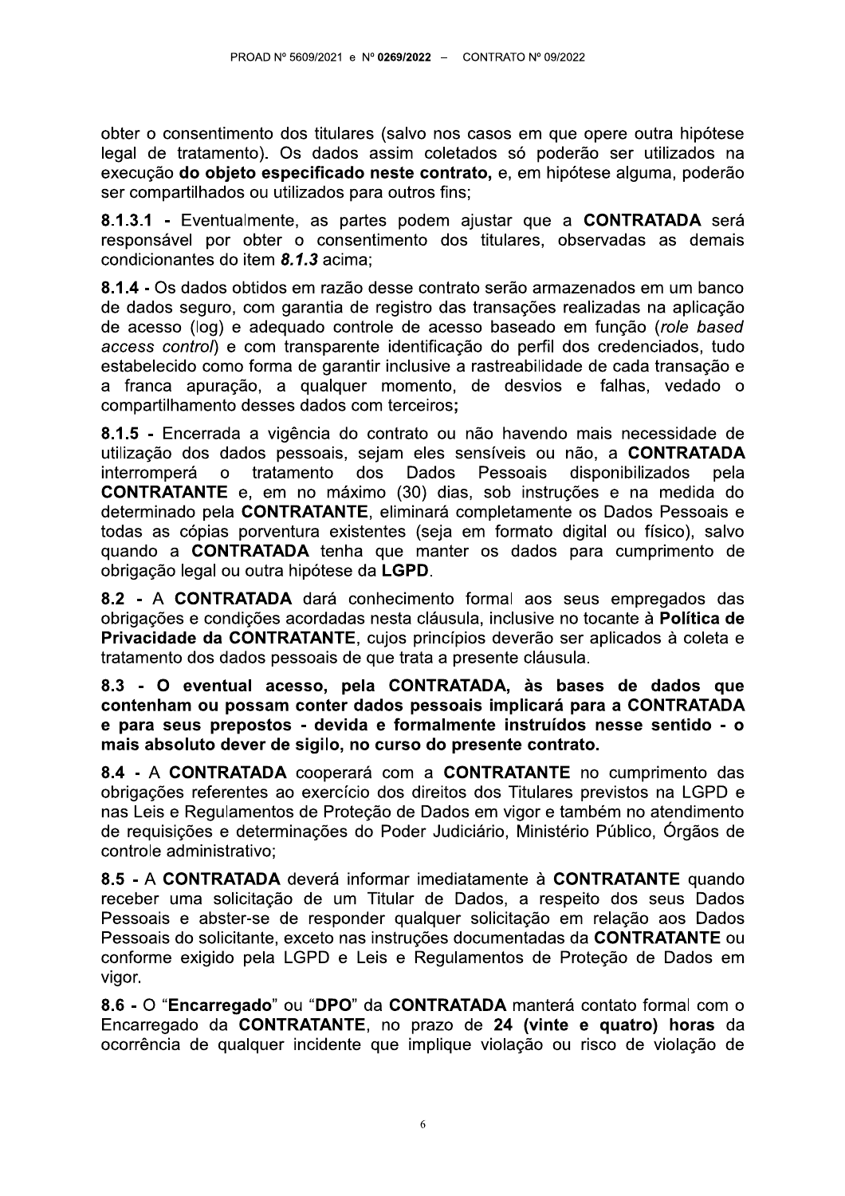obter o consentimento dos titulares (salvo nos casos em que opere outra hipótese legal de tratamento). Os dados assim coletados só poderão ser utilizados na execução **do objeto especificado neste contrato,** e, em hipótese alguma, poderão ser compartilhados ou utilizados para outros fins;

**8.1.3.1 -** Eventualmente, as partes podem ajustar que a **CONTRATADA** será responsável por obter o consentimento dos titulares, observadas as demais condicionantes do item ***8.1.3*** acima;

**8.1.4 -** Os dados obtidos em razão desse contrato serão armazenados em um banco de dados seguro, com garantia de registro das transações realizadas na aplicação de acesso (log) e adequado controle de acesso baseado em função (*role based access control*) e com transparente identificação do perfil dos credenciados, tudo estabelecido como forma de garantir inclusive a rastreabilidade de cada transação e a franca apuração, a qualquer momento, de desvios e falhas, vedado o compartilhamento desses dados com terceiros**;**

**8.1.5 -** Encerrada a vigência do contrato ou não havendo mais necessidade de utilização dos dados pessoais, sejam eles sensíveis ou não, a **CONTRATADA** interromperá o tratamento dos Dados Pessoais disponibilizados pela **CONTRATANTE** e, em no máximo (30) dias, sob instruções e na medida do determinado pela **CONTRATANTE**, eliminará completamente os Dados Pessoais e todas as cópias porventura existentes (seja em formato digital ou físico), salvo quando a **CONTRATADA** tenha que manter os dados para cumprimento de obrigação legal ou outra hipótese da **LGPD**.

**8.2 -** A **CONTRATADA** dará conhecimento formal aos seus empregados das obrigações e condições acordadas nesta cláusula, inclusive no tocante à **Política de Privacidade da CONTRATANTE**, cujos princípios deverão ser aplicados à coleta e tratamento dos dados pessoais de que trata a presente cláusula.

**8.3 - O eventual acesso, pela CONTRATADA, às bases de dados que contenham ou possam conter dados pessoais implicará para a CONTRATADA e para seus prepostos - devida e formalmente instruídos nesse sentido - o mais absoluto dever de sigilo, no curso do presente contrato.**

**8.4 -** A **CONTRATADA** cooperará com a **CONTRATANTE** no cumprimento das obrigações referentes ao exercício dos direitos dos Titulares previstos na LGPD e nas Leis e Regulamentos de Proteção de Dados em vigor e também no atendimento de requisições e determinações do Poder Judiciário, Ministério Público, Órgãos de controle administrativo;

**8.5 -** A **CONTRATADA** deverá informar imediatamente à **CONTRATANTE** quando receber uma solicitação de um Titular de Dados, a respeito dos seus Dados Pessoais e abster-se de responder qualquer solicitação em relação aos Dados Pessoais do solicitante, exceto nas instruções documentadas da **CONTRATANTE** ou conforme exigido pela LGPD e Leis e Regulamentos de Proteção de Dados em vigor.

**8.6 -** O "**Encarregado**" ou "**DPO**" da **CONTRATADA** manterá contato formal com o Encarregado da **CONTRATANTE**, no prazo de **24 (vinte e quatro) horas** da ocorrência de qualquer incidente que implique violação ou risco de violação de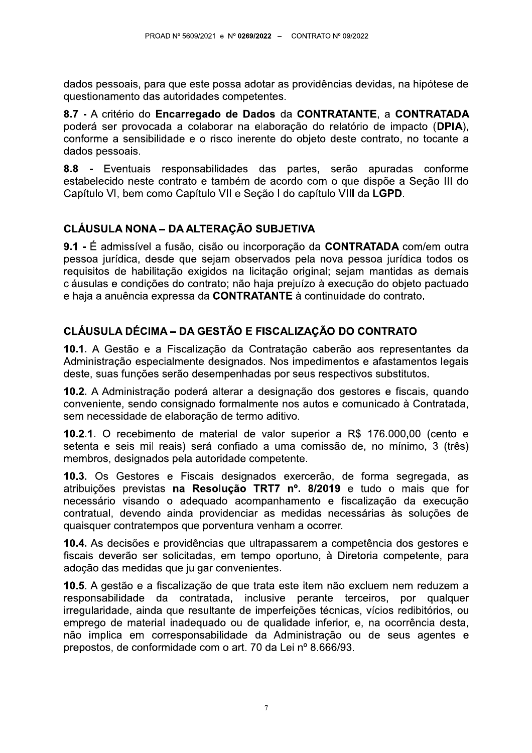dados pessoais, para que este possa adotar as providências devidas, na hipótese de questionamento das autoridades competentes.

**8.7 -** A critério do **Encarregado de Dados** da **CONTRATANTE**, a **CONTRATADA** poderá ser provocada a colaborar na elaboração do relatório de impacto (**DPIA**), conforme a sensibilidade e o risco inerente do objeto deste contrato, no tocante a dados pessoais.

**8.8 -** Eventuais responsabilidades das partes, serão apuradas conforme estabelecido neste contrato e também de acordo com o que dispõe a Seção III do Capítulo VI, bem como Capítulo VII e Seção I do capítulo VIII da **LGPD**.

## CLÁUSULA NONA – DA ALTERAÇÃO SUBJETIVA

**9.1 -** É admissível a fusão, cisão ou incorporação da **CONTRATADA** com/em outra pessoa jurídica, desde que sejam observados pela nova pessoa jurídica todos os requisitos de habilitação exigidos na licitação original; sejam mantidas as demais cláusulas e condições do contrato; não haja prejuízo à execução do objeto pactuado e haja a anuência expressa da **CONTRATANTE** à continuidade do contrato.

## CLÁUSULA DÉCIMA – DA GESTÃO E FISCALIZAÇÃO DO CONTRATO

**10.1**. A Gestão e a Fiscalização da Contratação caberão aos representantes da Administração especialmente designados. Nos impedimentos e afastamentos legais deste, suas funções serão desempenhadas por seus respectivos substitutos.

**10.2**. A Administração poderá alterar a designação dos gestores e fiscais, quando conveniente, sendo consignado formalmente nos autos e comunicado à Contratada, sem necessidade de elaboração de termo aditivo.

**10.2.1**. O recebimento de material de valor superior a R$ 176.000,00 (cento e setenta e seis mil reais) será confiado a uma comissão de, no mínimo, 3 (três) membros, designados pela autoridade competente.

**10.3**. Os Gestores e Fiscais designados exercerão, de forma segregada, as atribuições previstas **na Resolução TRT7 nº. 8/2019** e tudo o mais que for necessário visando o adequado acompanhamento e fiscalização da execução contratual, devendo ainda providenciar as medidas necessárias às soluções de quaisquer contratempos que porventura venham a ocorrer.

**10.4**. As decisões e providências que ultrapassarem a competência dos gestores e fiscais deverão ser solicitadas, em tempo oportuno, à Diretoria competente, para adoção das medidas que julgar convenientes.

**10.5**. A gestão e a fiscalização de que trata este item não excluem nem reduzem a responsabilidade da contratada, inclusive perante terceiros, por qualquer irregularidade, ainda que resultante de imperfeições técnicas, vícios redibitórios, ou emprego de material inadequado ou de qualidade inferior, e, na ocorrência desta, não implica em corresponsabilidade da Administração ou de seus agentes e prepostos, de conformidade com o art. 70 da Lei nº 8.666/93.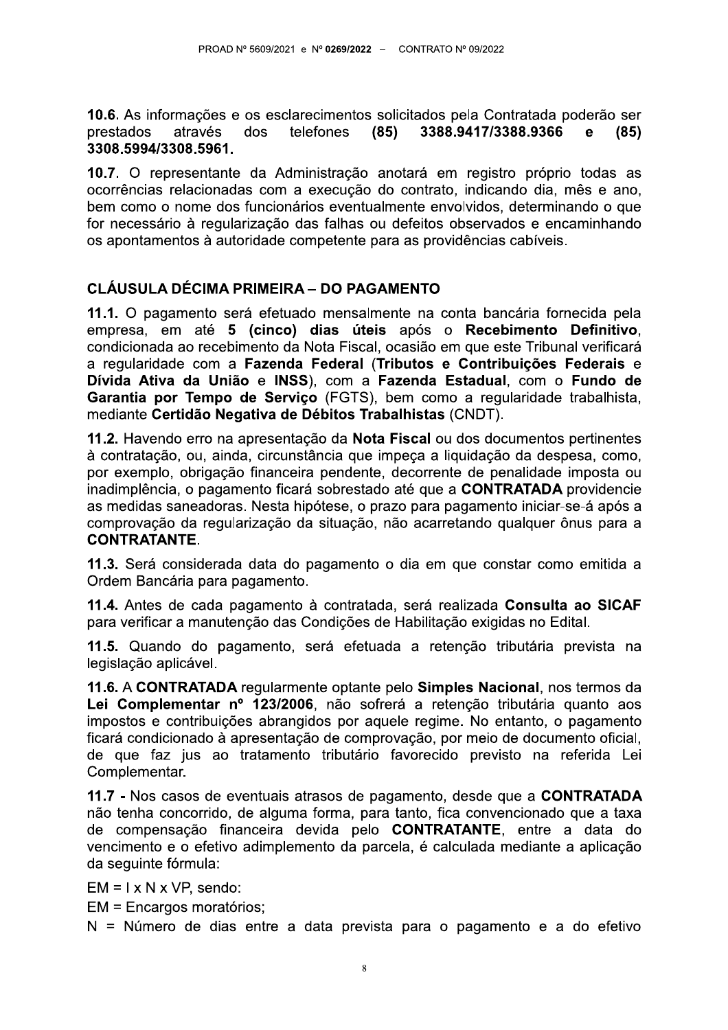**10.6.** As informações e os esclarecimentos solicitados pela Contratada poderão ser prestados através dos telefones **(85) 3388.9417/3388.9366 e (85) 3308.5994/3308.5961.**

**10.7.** O representante da Administração anotará em registro próprio todas as ocorrências relacionadas com a execução do contrato, indicando dia, mês e ano, bem como o nome dos funcionários eventualmente envolvidos, determinando o que for necessário à regularização das falhas ou defeitos observados e encaminhando os apontamentos à autoridade competente para as providências cabíveis.

## CLÁUSULA DÉCIMA PRIMEIRA – DO PAGAMENTO

**11.1.** O pagamento será efetuado mensalmente na conta bancária fornecida pela empresa, em até **5 (cinco) dias úteis** após o **Recebimento Definitivo**, condicionada ao recebimento da Nota Fiscal, ocasião em que este Tribunal verificará a regularidade com a **Fazenda Federal** (**Tributos e Contribuições Federais** e **Dívida Ativa da União** e **INSS**), com a **Fazenda Estadual**, com o **Fundo de Garantia por Tempo de Serviço** (FGTS), bem como a regularidade trabalhista, mediante **Certidão Negativa de Débitos Trabalhistas** (CNDT).

**11.2.** Havendo erro na apresentação da **Nota Fiscal** ou dos documentos pertinentes à contratação, ou, ainda, circunstância que impeça a liquidação da despesa, como, por exemplo, obrigação financeira pendente, decorrente de penalidade imposta ou inadimplência, o pagamento ficará sobrestado até que a **CONTRATADA** providencie as medidas saneadoras. Nesta hipótese, o prazo para pagamento iniciar-se-á após a comprovação da regularização da situação, não acarretando qualquer ônus para a **CONTRATANTE**.

**11.3.** Será considerada data do pagamento o dia em que constar como emitida a Ordem Bancária para pagamento.

**11.4.** Antes de cada pagamento à contratada, será realizada **Consulta ao SICAF** para verificar a manutenção das Condições de Habilitação exigidas no Edital.

**11.5.** Quando do pagamento, será efetuada a retenção tributária prevista na legislação aplicável.

**11.6.** A **CONTRATADA** regularmente optante pelo **Simples Nacional**, nos termos da **Lei Complementar nº 123/2006**, não sofrerá a retenção tributária quanto aos impostos e contribuições abrangidos por aquele regime. No entanto, o pagamento ficará condicionado à apresentação de comprovação, por meio de documento oficial, de que faz jus ao tratamento tributário favorecido previsto na referida Lei Complementar.

**11.7 -** Nos casos de eventuais atrasos de pagamento, desde que a **CONTRATADA** não tenha concorrido, de alguma forma, para tanto, fica convencionado que a taxa de compensação financeira devida pelo **CONTRATANTE**, entre a data do vencimento e o efetivo adimplemento da parcela, é calculada mediante a aplicação da seguinte fórmula:

$EM = I \times N \times VP$, sendo:

EM = Encargos moratórios;

N = Número de dias entre a data prevista para o pagamento e a do efetivo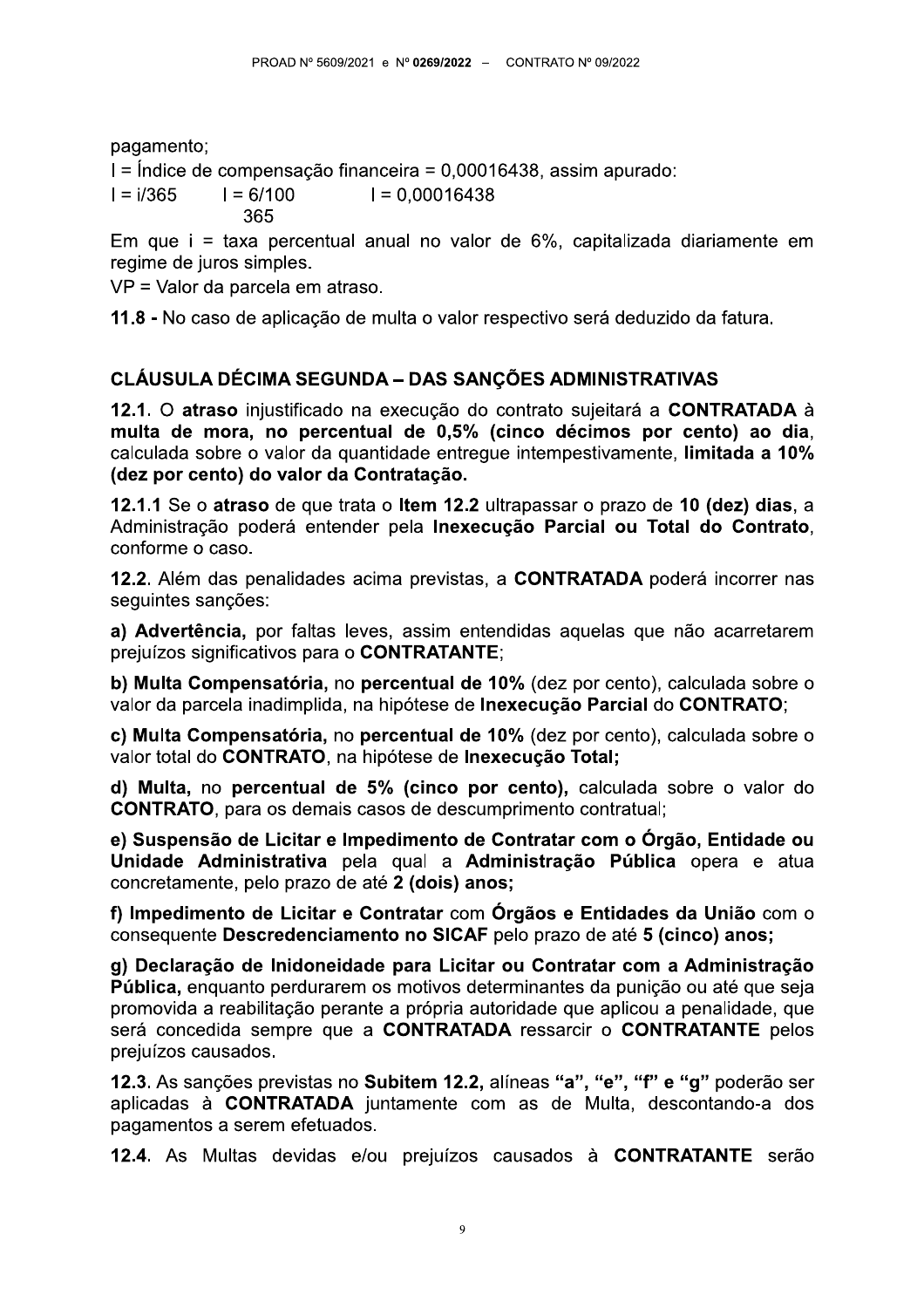pagamento;

I = Índice de compensação financeira = 0,00016438, assim apurado:

$I = i/365 \qquad I = \frac{6/100}{365} \qquad I = 0,00016438$

Em que i = taxa percentual anual no valor de 6%, capitalizada diariamente em regime de juros simples.

VP = Valor da parcela em atraso.

**11.8 -** No caso de aplicação de multa o valor respectivo será deduzido da fatura.

## CLÁUSULA DÉCIMA SEGUNDA – DAS SANÇÕES ADMINISTRATIVAS

**12.1**. O **atraso** injustificado na execução do contrato sujeitará a **CONTRATADA** à **multa de mora, no percentual de 0,5% (cinco décimos por cento) ao dia**, calculada sobre o valor da quantidade entregue intempestivamente, **limitada a 10% (dez por cento) do valor da Contratação.**

**12.1.1** Se o **atraso** de que trata o **Item 12.2** ultrapassar o prazo de **10 (dez) dias**, a Administração poderá entender pela **Inexecução Parcial ou Total do Contrato**, conforme o caso.

**12.2**. Além das penalidades acima previstas, a **CONTRATADA** poderá incorrer nas seguintes sanções:

**a) Advertência,** por faltas leves, assim entendidas aquelas que não acarretarem prejuízos significativos para o **CONTRATANTE**;

**b) Multa Compensatória,** no **percentual de 10%** (dez por cento), calculada sobre o valor da parcela inadimplida, na hipótese de **Inexecução Parcial** do **CONTRATO**;

**c) Multa Compensatória,** no **percentual de 10%** (dez por cento), calculada sobre o valor total do **CONTRATO**, na hipótese de **Inexecução Total;**

**d) Multa,** no **percentual de 5% (cinco por cento),** calculada sobre o valor do **CONTRATO**, para os demais casos de descumprimento contratual;

**e) Suspensão de Licitar e Impedimento de Contratar com o Órgão, Entidade ou Unidade Administrativa** pela qual a **Administração Pública** opera e atua concretamente, pelo prazo de até **2 (dois) anos;**

**f) Impedimento de Licitar e Contratar** com **Órgãos e Entidades da União** com o consequente **Descredenciamento no SICAF** pelo prazo de até **5 (cinco) anos;**

**g) Declaração de Inidoneidade para Licitar ou Contratar com a Administração Pública,** enquanto perdurarem os motivos determinantes da punição ou até que seja promovida a reabilitação perante a própria autoridade que aplicou a penalidade, que será concedida sempre que a **CONTRATADA** ressarcir o **CONTRATANTE** pelos prejuízos causados.

**12.3**. As sanções previstas no **Subitem 12.2,** alíneas **"a", "e", "f" e "g"** poderão ser aplicadas à **CONTRATADA** juntamente com as de Multa, descontando-a dos pagamentos a serem efetuados.

**12.4**. As Multas devidas e/ou prejuízos causados à **CONTRATANTE** serão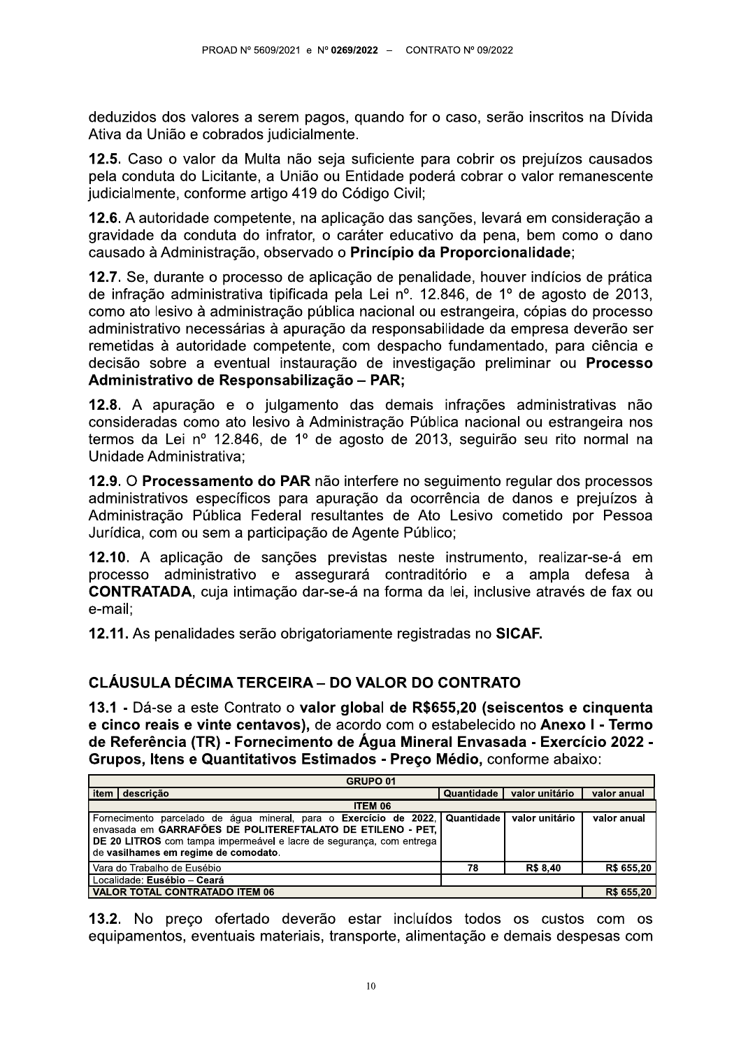deduzidos dos valores a serem pagos, quando for o caso, serão inscritos na Dívida Ativa da União e cobrados judicialmente.

**12.5**. Caso o valor da Multa não seja suficiente para cobrir os prejuízos causados pela conduta do Licitante, a União ou Entidade poderá cobrar o valor remanescente judicialmente, conforme artigo 419 do Código Civil;

**12.6**. A autoridade competente, na aplicação das sanções, levará em consideração a gravidade da conduta do infrator, o caráter educativo da pena, bem como o dano causado à Administração, observado o **Princípio da Proporcionalidade**;

**12.7**. Se, durante o processo de aplicação de penalidade, houver indícios de prática de infração administrativa tipificada pela Lei nº. 12.846, de 1º de agosto de 2013, como ato lesivo à administração pública nacional ou estrangeira, cópias do processo administrativo necessárias à apuração da responsabilidade da empresa deverão ser remetidas à autoridade competente, com despacho fundamentado, para ciência e decisão sobre a eventual instauração de investigação preliminar ou **Processo Administrativo de Responsabilização – PAR;**

**12.8**. A apuração e o julgamento das demais infrações administrativas não consideradas como ato lesivo à Administração Pública nacional ou estrangeira nos termos da Lei nº 12.846, de 1º de agosto de 2013, seguirão seu rito normal na Unidade Administrativa;

**12.9**. O **Processamento do PAR** não interfere no seguimento regular dos processos administrativos específicos para apuração da ocorrência de danos e prejuízos à Administração Pública Federal resultantes de Ato Lesivo cometido por Pessoa Jurídica, com ou sem a participação de Agente Público;

**12.10**. A aplicação de sanções previstas neste instrumento, realizar-se-á em processo administrativo e assegurará contraditório e a ampla defesa à **CONTRATADA**, cuja intimação dar-se-á na forma da lei, inclusive através de fax ou e-mail;

**12.11**. As penalidades serão obrigatoriamente registradas no **SICAF.**

## CLÁUSULA DÉCIMA TERCEIRA – DO VALOR DO CONTRATO

**13.1** - Dá-se a este Contrato o **valor global de R$655,20 (seiscentos e cinquenta e cinco reais e vinte centavos),** de acordo com o estabelecido no **Anexo I - Termo de Referência (TR) - Fornecimento de Água Mineral Envasada - Exercício 2022 - Grupos, Itens e Quantitativos Estimados - Preço Médio,** conforme abaixo:

| **GRUPO 01** | | | |
|---|---|---|---|
| **item \| descrição** | **Quantidade** | **valor unitário** | **valor anual** |
| **ITEM 06** | | | |
| Fornecimento parcelado de água mineral, para o **Exercício de 2022**, envasada em **GARRAFÕES DE POLITEREFTALATO DE ETILENO - PET, DE 20 LITROS** com tampa impermeável e lacre de segurança, com entrega de **vasilhames em regime de comodato**. | **Quantidade** | **valor unitário** | **valor anual** |
| Vara do Trabalho de Eusébio | **78** | **R$ 8,40** | **R$ 655,20** |
| Localidade: **Eusébio – Ceará** | | | |
| **VALOR TOTAL CONTRATADO ITEM 06** | | | **R$ 655,20** |

**13.2**. No preço ofertado deverão estar incluídos todos os custos com os equipamentos, eventuais materiais, transporte, alimentação e demais despesas com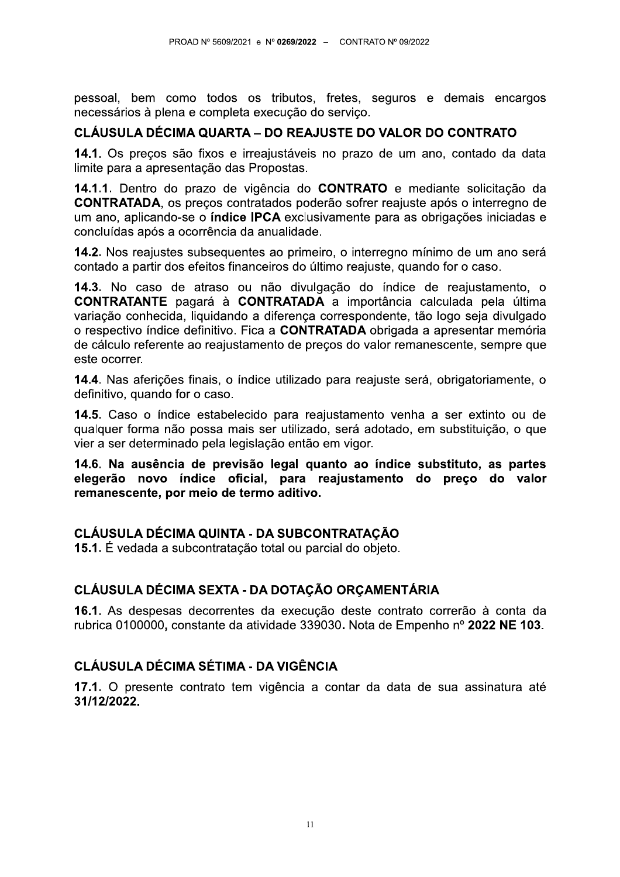pessoal, bem como todos os tributos, fretes, seguros e demais encargos necessários à plena e completa execução do serviço.

## CLÁUSULA DÉCIMA QUARTA – DO REAJUSTE DO VALOR DO CONTRATO

**14.1**. Os preços são fixos e irreajustáveis no prazo de um ano, contado da data limite para a apresentação das Propostas.

**14.1.1**. Dentro do prazo de vigência do **CONTRATO** e mediante solicitação da **CONTRATADA**, os preços contratados poderão sofrer reajuste após o interregno de um ano, aplicando-se o **índice IPCA** exclusivamente para as obrigações iniciadas e concluídas após a ocorrência da anualidade.

**14.2**. Nos reajustes subsequentes ao primeiro, o interregno mínimo de um ano será contado a partir dos efeitos financeiros do último reajuste, quando for o caso.

**14.3**. No caso de atraso ou não divulgação do índice de reajustamento, o **CONTRATANTE** pagará à **CONTRATADA** a importância calculada pela última variação conhecida, liquidando a diferença correspondente, tão logo seja divulgado o respectivo índice definitivo. Fica a **CONTRATADA** obrigada a apresentar memória de cálculo referente ao reajustamento de preços do valor remanescente, sempre que este ocorrer.

**14.4**. Nas aferições finais, o índice utilizado para reajuste será, obrigatoriamente, o definitivo, quando for o caso.

**14.5**. Caso o índice estabelecido para reajustamento venha a ser extinto ou de qualquer forma não possa mais ser utilizado, será adotado, em substituição, o que vier a ser determinado pela legislação então em vigor.

**14.6. Na ausência de previsão legal quanto ao índice substituto, as partes elegerão novo índice oficial, para reajustamento do preço do valor remanescente, por meio de termo aditivo.**

## CLÁUSULA DÉCIMA QUINTA - DA SUBCONTRATAÇÃO

**15.1**. É vedada a subcontratação total ou parcial do objeto.

## CLÁUSULA DÉCIMA SEXTA - DA DOTAÇÃO ORÇAMENTÁRIA

**16.1**. As despesas decorrentes da execução deste contrato correrão à conta da rubrica 0100000**,** constante da atividade 339030**.** Nota de Empenho nº **2022 NE 103**.

## CLÁUSULA DÉCIMA SÉTIMA - DA VIGÊNCIA

**17.1**. O presente contrato tem vigência a contar da data de sua assinatura até **31/12/2022.**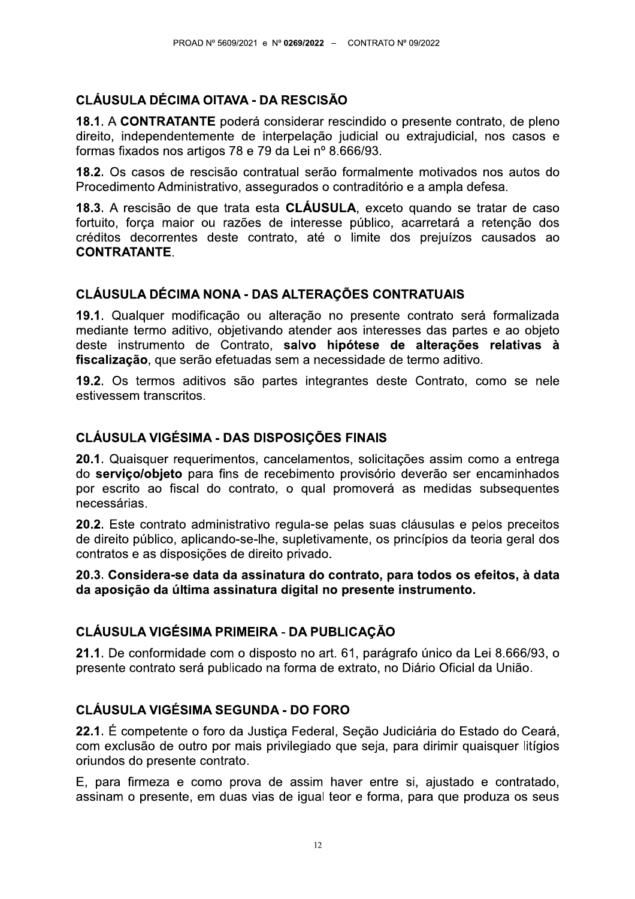## CLÁUSULA DÉCIMA OITAVA - DA RESCISÃO

**18.1.** A **CONTRATANTE** poderá considerar rescindido o presente contrato, de pleno direito, independentemente de interpelação judicial ou extrajudicial, nos casos e formas fixados nos artigos 78 e 79 da Lei nº 8.666/93.

**18.2.** Os casos de rescisão contratual serão formalmente motivados nos autos do Procedimento Administrativo, assegurados o contraditório e a ampla defesa.

**18.3.** A rescisão de que trata esta **CLÁUSULA**, exceto quando se tratar de caso fortuito, força maior ou razões de interesse público, acarretará a retenção dos créditos decorrentes deste contrato, até o limite dos prejuízos causados ao **CONTRATANTE**.

## CLÁUSULA DÉCIMA NONA - DAS ALTERAÇÕES CONTRATUAIS

**19.1.** Qualquer modificação ou alteração no presente contrato será formalizada mediante termo aditivo, objetivando atender aos interesses das partes e ao objeto deste instrumento de Contrato, **salvo hipótese de alterações relativas à fiscalização**, que serão efetuadas sem a necessidade de termo aditivo.

**19.2.** Os termos aditivos são partes integrantes deste Contrato, como se nele estivessem transcritos.

## CLÁUSULA VIGÉSIMA - DAS DISPOSIÇÕES FINAIS

**20.1.** Quaisquer requerimentos, cancelamentos, solicitações assim como a entrega do **serviço/objeto** para fins de recebimento provisório deverão ser encaminhados por escrito ao fiscal do contrato, o qual promoverá as medidas subsequentes necessárias.

**20.2.** Este contrato administrativo regula-se pelas suas cláusulas e pelos preceitos de direito público, aplicando-se-lhe, supletivamente, os princípios da teoria geral dos contratos e as disposições de direito privado.

**20.3. Considera-se data da assinatura do contrato, para todos os efeitos, à data da aposição da última assinatura digital no presente instrumento.**

## CLÁUSULA VIGÉSIMA PRIMEIRA - DA PUBLICAÇÃO

**21.1.** De conformidade com o disposto no art. 61, parágrafo único da Lei 8.666/93, o presente contrato será publicado na forma de extrato, no Diário Oficial da União.

## CLÁUSULA VIGÉSIMA SEGUNDA - DO FORO

**22.1.** É competente o foro da Justiça Federal, Seção Judiciária do Estado do Ceará, com exclusão de outro por mais privilegiado que seja, para dirimir quaisquer litígios oriundos do presente contrato.

E, para firmeza e como prova de assim haver entre si, ajustado e contratado, assinam o presente, em duas vias de igual teor e forma, para que produza os seus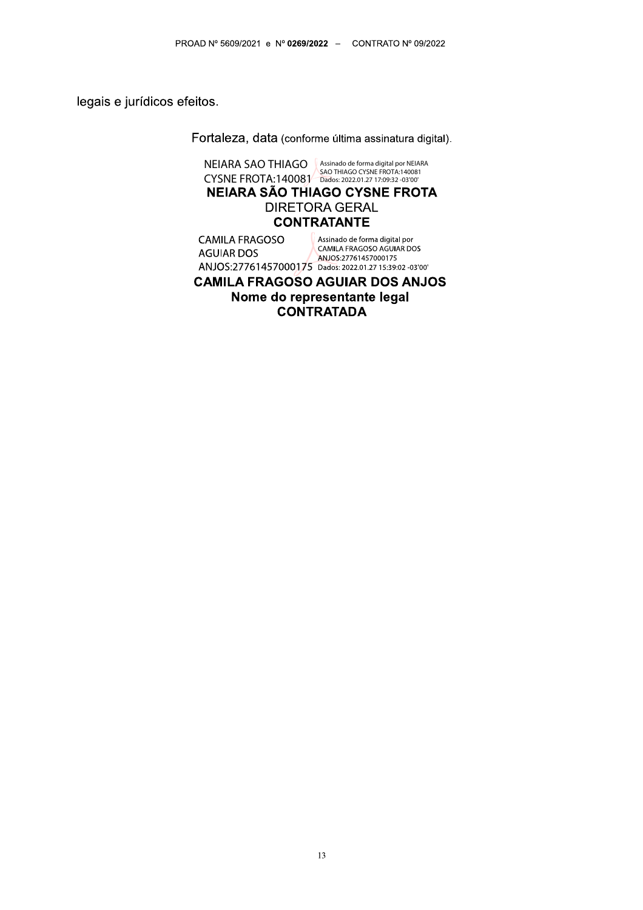legais e jurídicos efeitos.

Fortaleza, data (conforme última assinatura digital).

NEIARA SAO THIAGO CYSNE FROTA:140081
Assinado de forma digital por NEIARA SAO THIAGO CYSNE FROTA:140081
Dados: 2022.01.27 17:09:32 -03'00'

**NEIARA SÃO THIAGO CYSNE FROTA**
DIRETORA GERAL
**CONTRATANTE**

CAMILA FRAGOSO AGUIAR DOS ANJOS:27761457000175
Assinado de forma digital por CAMILA FRAGOSO AGUIAR DOS ANJOS:27761457000175
Dados: 2022.01.27 15:39:02 -03'00'

**CAMILA FRAGOSO AGUIAR DOS ANJOS**
**Nome do representante legal**
**CONTRATADA**